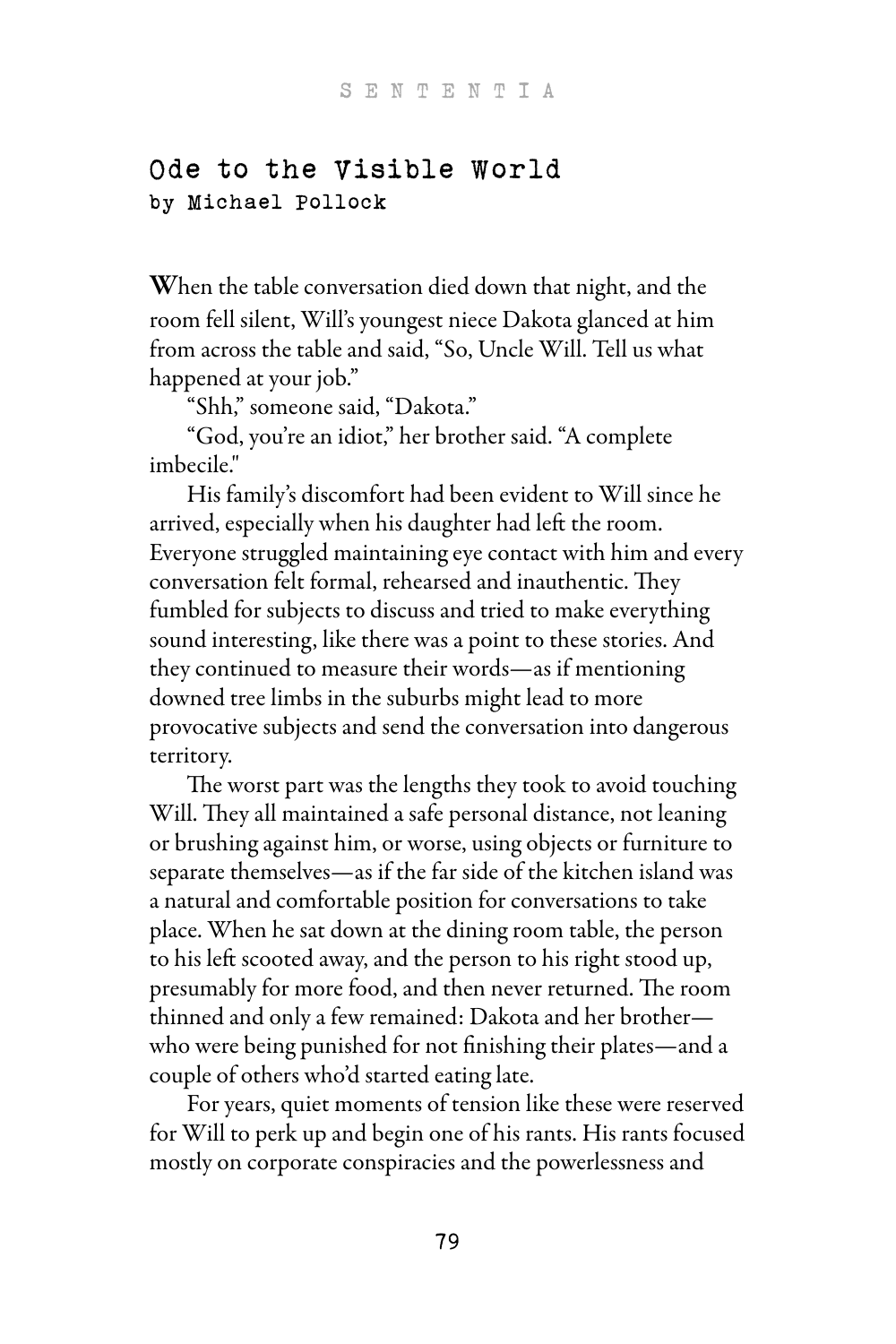# Ode to the Visible World

## by Michael Pollock

When the table conversation died down that night, and the room fell silent, Will's youngest niece Dakota glanced at him from across the table and said, "So, Uncle Will. Tell us what happened at your job."

"Shh," someone said, "Dakota."

"God, you're an idiot," her brother said. "A complete imbecile."

His family's discomfort had been evident to Will since he arrived, especially when his daughter had left the room. Everyone struggled maintaining eye contact with him and every conversation felt formal, rehearsed and inauthentic. They fumbled for subjects to discuss and tried to make everything sound interesting, like there was a point to these stories. And they continued to measure their words—as if mentioning downed tree limbs in the suburbs might lead to more provocative subjects and send the conversation into dangerous territory.

The worst part was the lengths they took to avoid touching Will. They all maintained a safe personal distance, not leaning or brushing against him, or worse, using objects or furniture to separate themselves—as if the far side of the kitchen island was a natural and comfortable position for conversations to take place. When he sat down at the dining room table, the person to his left scooted away, and the person to his right stood up, presumably for more food, and then never returned. The room thinned and only a few remained: Dakota and her brother—who were being punished for not finishing their plates—and a couple of others who'd started eating late.

For years, quiet moments of tension like these were reserved for Will to perk up and begin one of his rants. His rants focused mostly on corporate conspiracies and the powerlessness and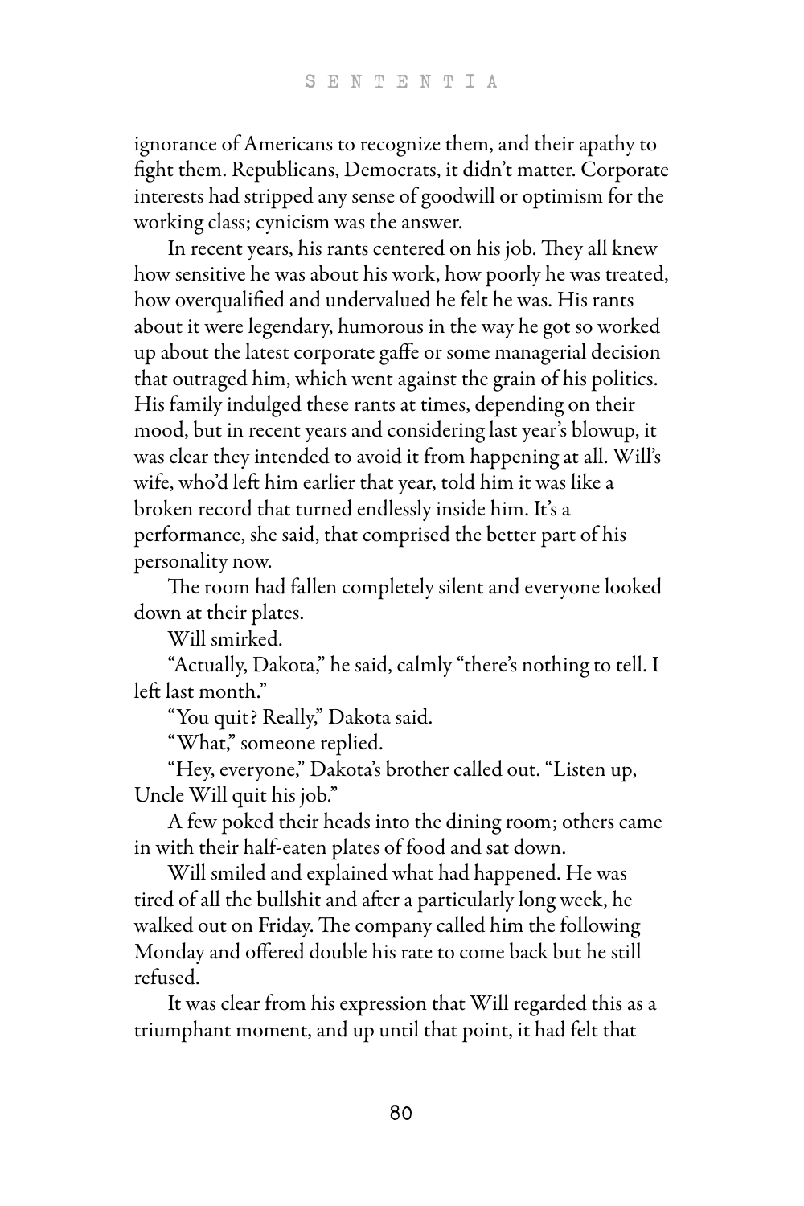ignorance of Americans to recognize them, and their apathy to fight them. Republicans, Democrats, it didn't matter. Corporate interests had stripped any sense of goodwill or optimism for the working class; cynicism was the answer.

In recent years, his rants centered on his job. They all knew how sensitive he was about his work, how poorly he was treated, how overqualified and undervalued he felt he was. His rants about it were legendary, humorous in the way he got so worked up about the latest corporate gaffe or some managerial decision that outraged him, which went against the grain of his politics. His family indulged these rants at times, depending on their mood, but in recent years and considering last year's blowup, it was clear they intended to avoid it from happening at all. Will's wife, who'd left him earlier that year, told him it was like a broken record that turned endlessly inside him. It's a performance, she said, that comprised the better part of his personality now.

The room had fallen completely silent and everyone looked down at their plates.

Will smirked.

"Actually, Dakota," he said, calmly "there's nothing to tell. I left last month."

"You quit? Really," Dakota said.

"What," someone replied.

"Hey, everyone," Dakota's brother called out. "Listen up, Uncle Will quit his job."

A few poked their heads into the dining room; others came in with their half-eaten plates of food and sat down.

Will smiled and explained what had happened. He was tired of all the bullshit and after a particularly long week, he walked out on Friday. The company called him the following Monday and offered double his rate to come back but he still refused.

It was clear from his expression that Will regarded this as a triumphant moment, and up until that point, it had felt that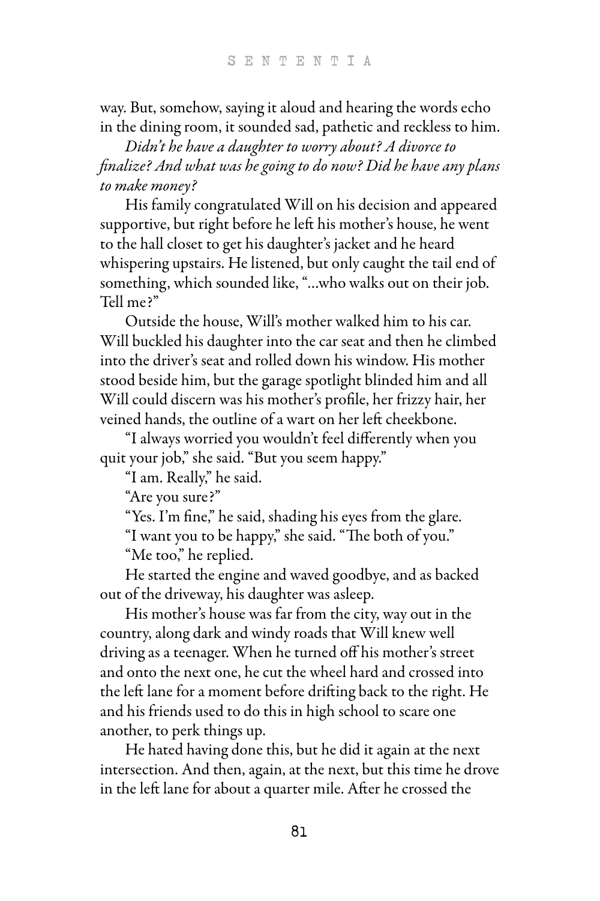way. But, somehow, saying it aloud and hearing the words echo in the dining room, it sounded sad, pathetic and reckless to him.

*Didn't he have a daughter to worry about? A divorce to finalize? And what was he going to do now? Did he have any plans to make money?*

His family congratulated Will on his decision and appeared supportive, but right before he left his mother's house, he went to the hall closet to get his daughter's jacket and he heard whispering upstairs. He listened, but only caught the tail end of something, which sounded like, "...who walks out on their job. Tell me?"

Outside the house, Will's mother walked him to his car. Will buckled his daughter into the car seat and then he climbed into the driver's seat and rolled down his window. His mother stood beside him, but the garage spotlight blinded him and all Will could discern was his mother's profile, her frizzy hair, her veined hands, the outline of a wart on her left cheekbone.

"I always worried you wouldn't feel differently when you quit your job," she said. "But you seem happy."

"I am. Really," he said.

"Are you sure?"

"Yes. I'm fine," he said, shading his eyes from the glare.

"I want you to be happy," she said. "The both of you."

"Me too," he replied.

He started the engine and waved goodbye, and as backed out of the driveway, his daughter was asleep.

His mother's house was far from the city, way out in the country, along dark and windy roads that Will knew well driving as a teenager. When he turned off his mother's street and onto the next one, he cut the wheel hard and crossed into the left lane for a moment before drifting back to the right. He and his friends used to do this in high school to scare one another, to perk things up.

He hated having done this, but he did it again at the next intersection. And then, again, at the next, but this time he drove in the left lane for about a quarter mile. After he crossed the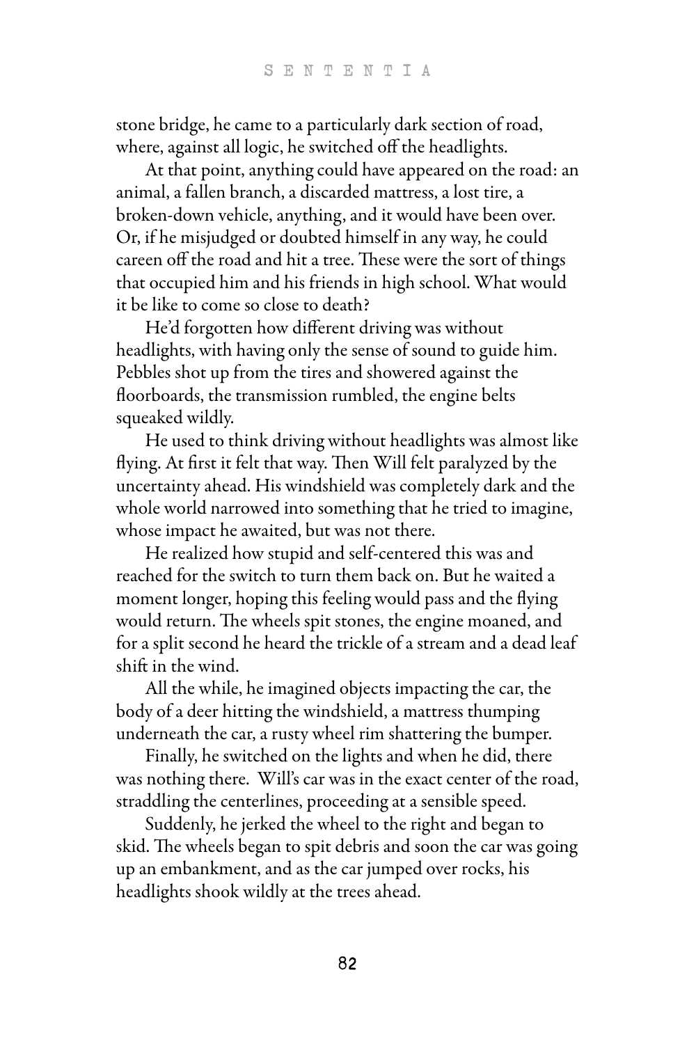stone bridge, he came to a particularly dark section of road, where, against all logic, he switched off the headlights.

At that point, anything could have appeared on the road: an animal, a fallen branch, a discarded mattress, a lost tire, a broken-down vehicle, anything, and it would have been over. Or, if he misjudged or doubted himself in any way, he could careen off the road and hit a tree. These were the sort of things that occupied him and his friends in high school. What would it be like to come so close to death?

He'd forgotten how different driving was without headlights, with having only the sense of sound to guide him. Pebbles shot up from the tires and showered against the floorboards, the transmission rumbled, the engine belts squeaked wildly.

He used to think driving without headlights was almost like flying. At first it felt that way. Then Will felt paralyzed by the uncertainty ahead. His windshield was completely dark and the whole world narrowed into something that he tried to imagine, whose impact he awaited, but was not there.

He realized how stupid and self-centered this was and reached for the switch to turn them back on. But he waited a moment longer, hoping this feeling would pass and the flying would return. The wheels spit stones, the engine moaned, and for a split second he heard the trickle of a stream and a dead leaf shift in the wind.

All the while, he imagined objects impacting the car, the body of a deer hitting the windshield, a mattress thumping underneath the car, a rusty wheel rim shattering the bumper.

Finally, he switched on the lights and when he did, there was nothing there. Will's car was in the exact center of the road, straddling the centerlines, proceeding at a sensible speed.

Suddenly, he jerked the wheel to the right and began to skid. The wheels began to spit debris and soon the car was going up an embankment, and as the car jumped over rocks, his headlights shook wildly at the trees ahead.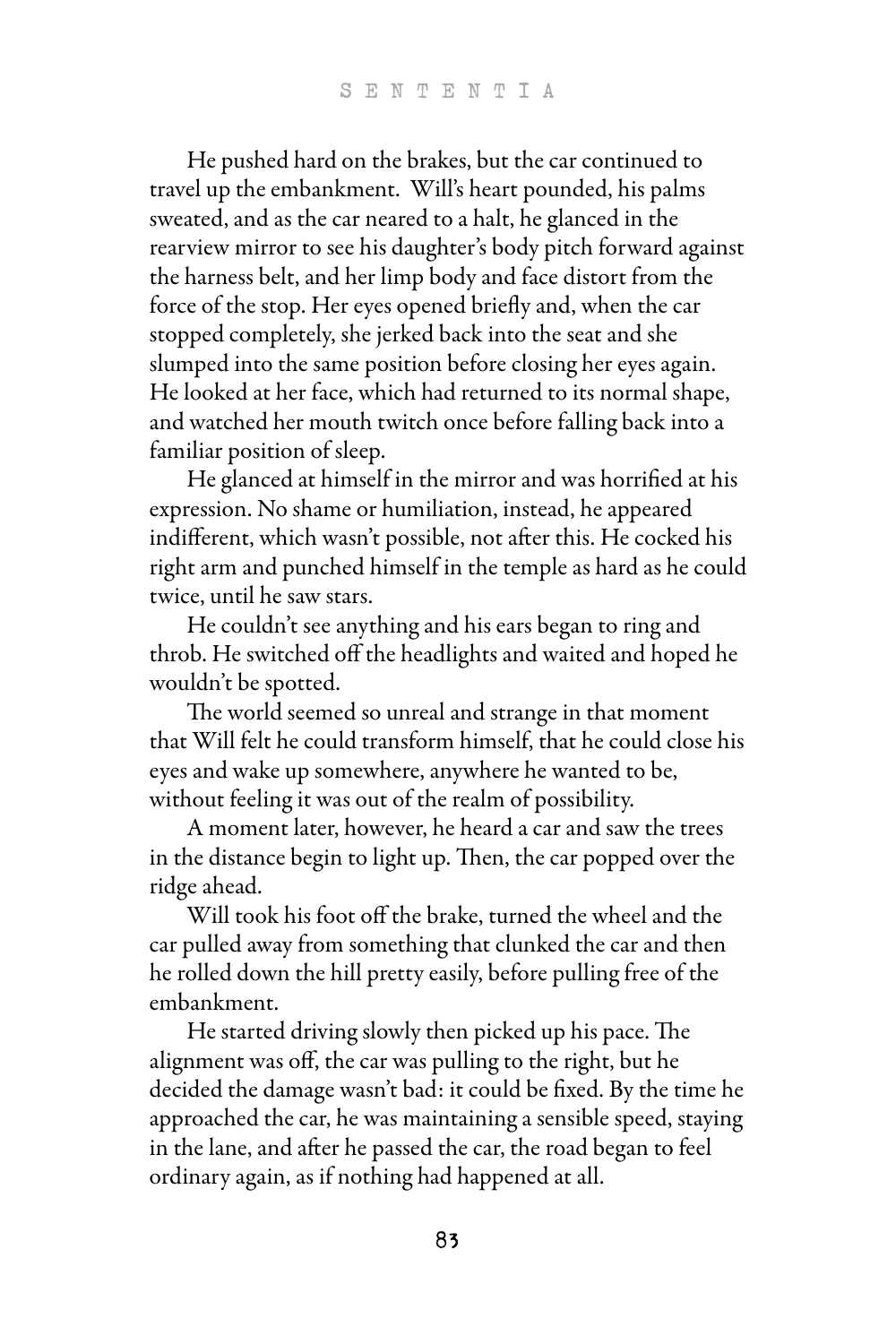He pushed hard on the brakes, but the car continued to travel up the embankment.  Will's heart pounded, his palms sweated, and as the car neared to a halt, he glanced in the rearview mirror to see his daughter's body pitch forward against the harness belt, and her limp body and face distort from the force of the stop. Her eyes opened briefly and, when the car stopped completely, she jerked back into the seat and she slumped into the same position before closing her eyes again. He looked at her face, which had returned to its normal shape, and watched her mouth twitch once before falling back into a familiar position of sleep.

He glanced at himself in the mirror and was horrified at his expression. No shame or humiliation, instead, he appeared indifferent, which wasn't possible, not after this. He cocked his right arm and punched himself in the temple as hard as he could twice, until he saw stars.

He couldn't see anything and his ears began to ring and throb. He switched off the headlights and waited and hoped he wouldn't be spotted.

The world seemed so unreal and strange in that moment that Will felt he could transform himself, that he could close his eyes and wake up somewhere, anywhere he wanted to be, without feeling it was out of the realm of possibility.

A moment later, however, he heard a car and saw the trees in the distance begin to light up. Then, the car popped over the ridge ahead.

Will took his foot off the brake, turned the wheel and the car pulled away from something that clunked the car and then he rolled down the hill pretty easily, before pulling free of the embankment.

He started driving slowly then picked up his pace. The alignment was off, the car was pulling to the right, but he decided the damage wasn't bad: it could be fixed. By the time he approached the car, he was maintaining a sensible speed, staying in the lane, and after he passed the car, the road began to feel ordinary again, as if nothing had happened at all.